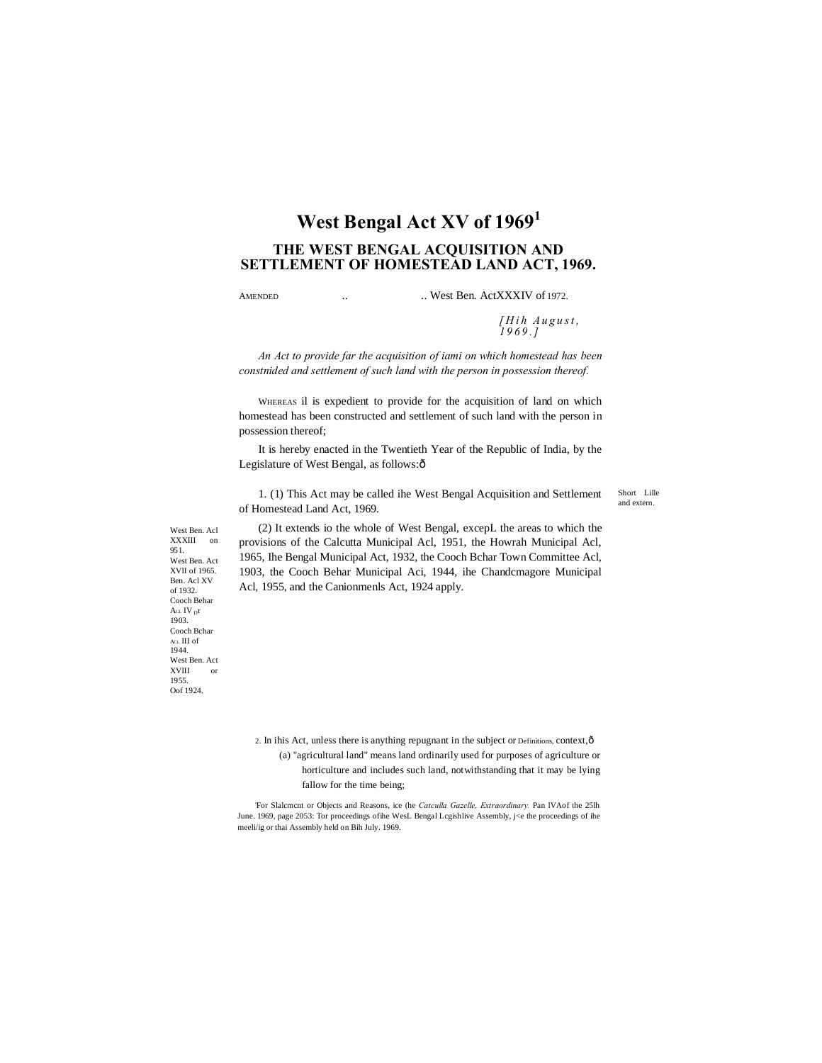# West Bengal Act XV of 1969[1]

## THE WEST BENGAL ACQUISITION AND SETTLEMENT OF HOMESTEAD LAND ACT, 1969.

AMENDED .. .. West Ben. ActXXXIV of 1972.

*[Hih August, 1969.]*

*An Act to provide far the acquisition of iami on which homestead has been constnided and settlement of such land with the person in possession thereof.*

WHEREAS il is expedient to provide for the acquisition of land on which homestead has been constructed and settlement of such land with the person in possession thereof;

It is hereby enacted in the Twentieth Year of the Republic of India, by the Legislature of West Bengal, as follows:ô

Short Lille and extern.

1. (1) This Act may be called ihe West Bengal Acquisition and Settlement of Homestead Land Act, 1969.

West Ben. Acl XXXIII on 951. West Ben. Act XVII of 1965. Ben. Acl XV of 1932. Cooch Behar Acl. IV of 1903. Cooch Bchar Acl. III of 1944. West Ben. Act XVIII or 1955. Oof 1924.

(2) It extends io the whole of West Bengal, excepL the areas to which the provisions of the Calcutta Municipal Acl, 1951, the Howrah Municipal Acl, 1965, Ihe Bengal Municipal Act, 1932, the Cooch Bchar Town Committee Acl, 1903, the Cooch Behar Municipal Aci, 1944, ihe Chandcmagore Municipal Acl, 1955, and the Canionmenls Act, 1924 apply.

Definitions.

2. In ihis Act, unless there is anything repugnant in the subject or context,ô

(a) "agricultural land" means land ordinarily used for purposes of agriculture or horticulture and includes such land, notwithstanding that it may be lying fallow for the time being;

[1]For Slalcmcnt or Objects and Reasons, ice (he *Catculla Gazelle, Extraordinary.* Pan IVAof the 25lh June. 1969, page 2053: Tor proceedings ofihe WesL Bengal Lcgishlive Assembly, j<e the proceedings of ihe meeli/ig or thai Assembly held on Bih July. 1969.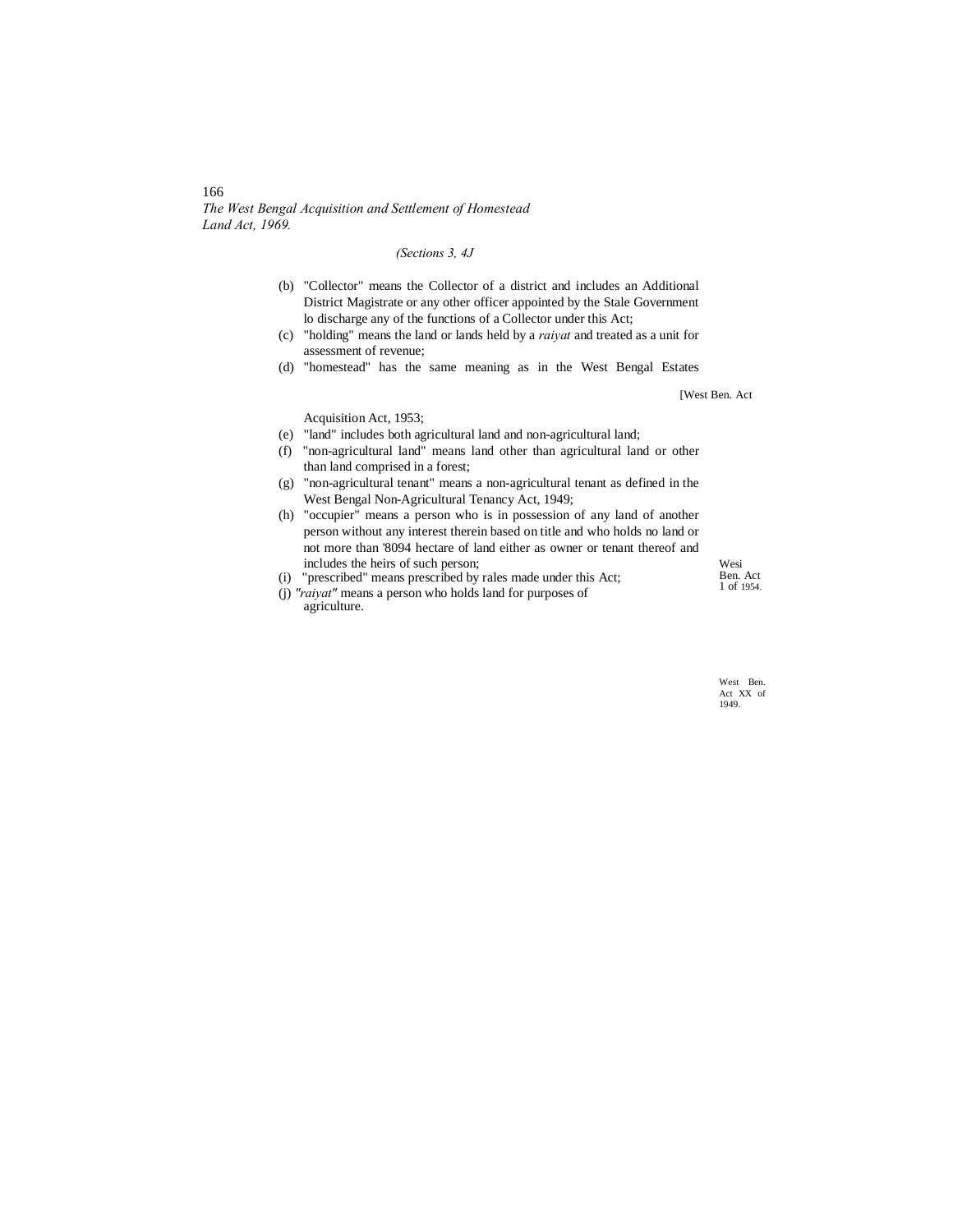*(Sections 3, 4J*

(b) "Collector" means the Collector of a district and includes an Additional District Magistrate or any other officer appointed by the Stale Government lo discharge any of the functions of a Collector under this Act;

(c) "holding" means the land or lands held by a *raiyat* and treated as a unit for assessment of revenue;

(d) "homestead" has the same meaning as in the West Bengal Estates Acquisition Act, 1953;

(e) "land" includes both agricultural land and non-agricultural land;

(f) "non-agricultural land" means land other than agricultural land or other than land comprised in a forest;

(g) "non-agricultural tenant" means a non-agricultural tenant as defined in the West Bengal Non-Agricultural Tenancy Act, 1949;

(h) "occupier" means a person who is in possession of any land of another person without any interest therein based on title and who holds no land or not more than '8094 hectare of land either as owner or tenant thereof and includes the heirs of such person;

(i) "prescribed" means prescribed by rales made under this Act;

(j) *"raiyat"* means a person who holds land for purposes of agriculture.

[West Ben. Act

Wesi Ben. Act 1 of 1954.

West Ben. Act XX of 1949.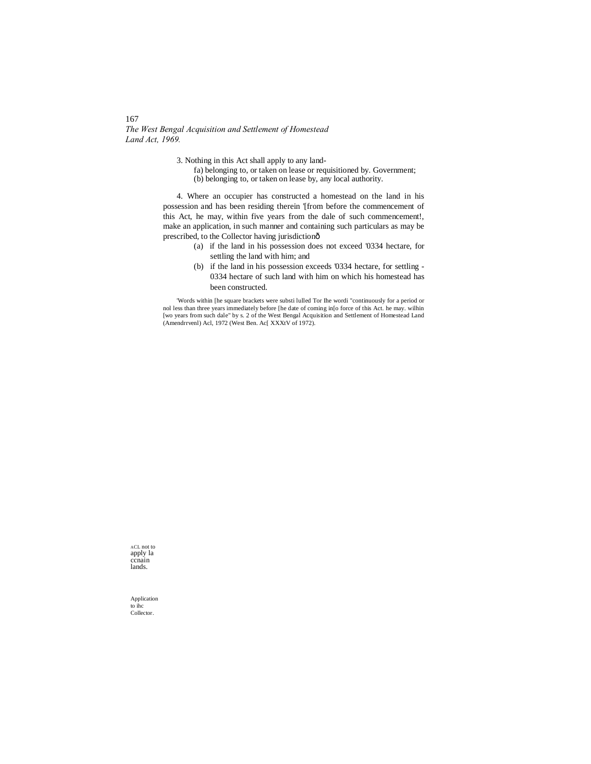3. Nothing in this Act shall apply to any land-

fa) belonging to, or taken on lease or requisitioned by. Government;

(b) belonging to, or taken on lease by, any local authority.

4. Where an occupier has constructed a homestead on the land in his possession and has been residing therein '[from before the commencement of this Act, he may, within five years from the dale of such commencement!, make an application, in such manner and containing such particulars as may be prescribed, to the Collector having jurisdictionð

(a) if the land in his possession does not exceed '0334 hectare, for settling the land with him; and

(b) if the land in his possession exceeds '0334 hectare, for settling -0334 hectare of such land with him on which his homestead has been constructed.

'Words within [he square brackets were substi lulled Tor Ihe wordi "continuously for a period or nol less than three years immediately before [he date of coming in[o force of this Act. he may. wilhin [wo years from such dale" by s. 2 of the West Bengal Acquisition and Settlement of Homestead Land (Amendrrvenl) Acl, 1972 (West Ben. Ac[ XXXtV of 1972).

ACL not to apply la ccnain lands.

Application to ihc Collector.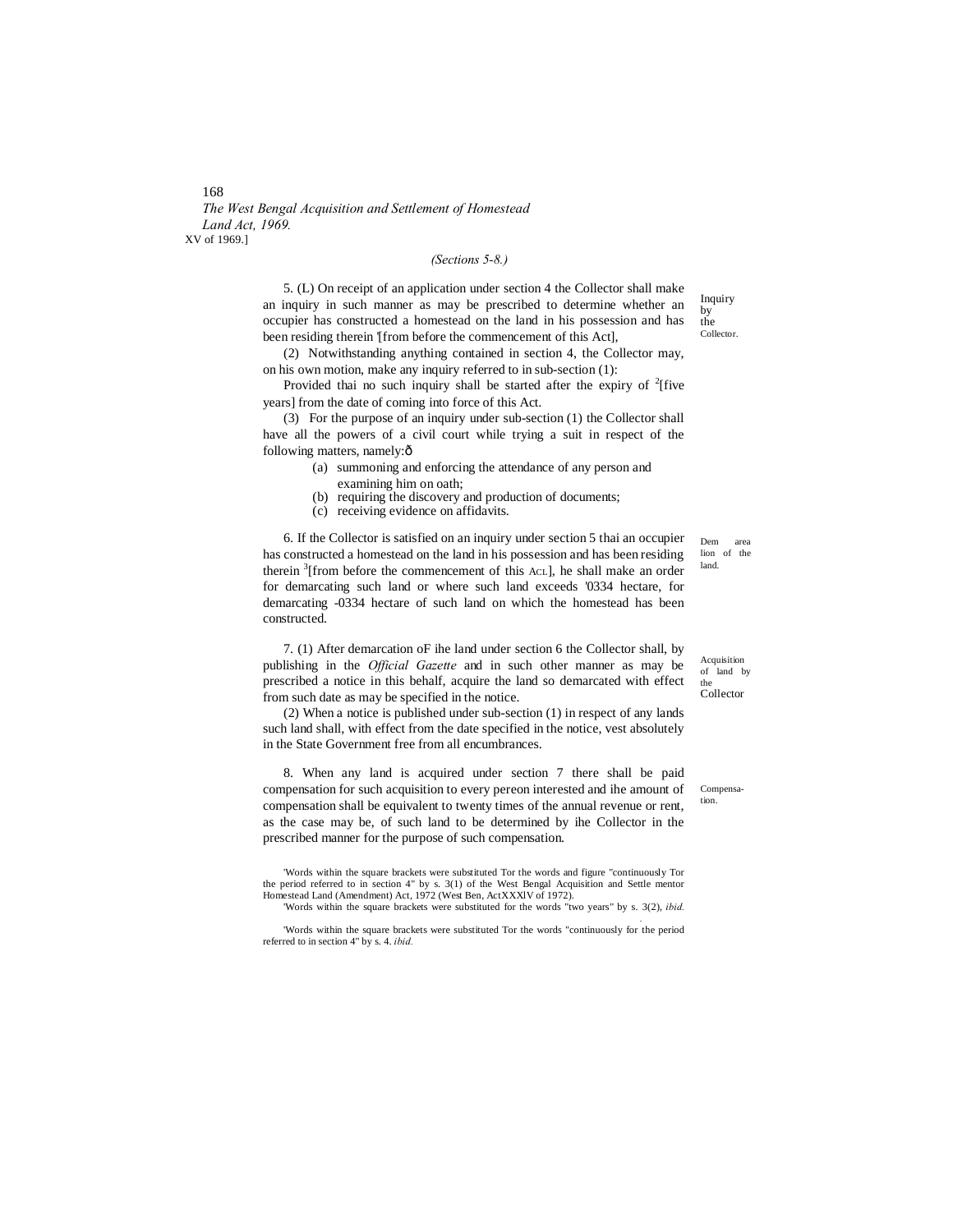*(Sections 5-8.)*

5. (L) On receipt of an application under section 4 the Collector shall make an inquiry in such manner as may be prescribed to determine whether an occupier has constructed a homestead on the land in his possession and has been residing therein '[from before the commencement of this Act],

Inquiry by the Collector.

(2) Notwithstanding anything contained in section 4, the Collector may, on his own motion, make any inquiry referred to in sub-section (1):

Provided thai no such inquiry shall be started after the expiry of [2][five years] from the date of coming into force of this Act.

(3) For the purpose of an inquiry under sub-section (1) the Collector shall have all the powers of a civil court while trying a suit in respect of the following matters, namely:ô

(a) summoning and enforcing the attendance of any person and examining him on oath;
(b) requiring the discovery and production of documents;
(c) receiving evidence on affidavits.

6. If the Collector is satisfied on an inquiry under section 5 thai an occupier has constructed a homestead on the land in his possession and has been residing therein [3][from before the commencement of this ACL], he shall make an order for demarcating such land or where such land exceeds '0334 hectare, for demarcating -0334 hectare of such land on which the homestead has been constructed.

Dem area lion of the land.

7. (1) After demarcation oF ihe land under section 6 the Collector shall, by publishing in the *Official Gazette* and in such other manner as may be prescribed a notice in this behalf, acquire the land so demarcated with effect from such date as may be specified in the notice.

Acquisition of land by the Collector

(2) When a notice is published under sub-section (1) in respect of any lands such land shall, with effect from the date specified in the notice, vest absolutely in the State Government free from all encumbrances.

8. When any land is acquired under section 7 there shall be paid compensation for such acquisition to every pereon interested and ihe amount of compensation shall be equivalent to twenty times of the annual revenue or rent, as the case may be, of such land to be determined by ihe Collector in the prescribed manner for the purpose of such compensation.

Compensation.

'Words within the square brackets were substituted Tor the words and figure "continuously Tor the period referred to in section 4" by s. 3(1) of the West Bengal Acquisition and Settle mentor Homestead Land (Amendment) Act, 1972 (West Ben, ActXXXlV of 1972).

'Words within the square brackets were substituted for the words "two years" by s. 3(2), *ibid.*

'Words within the square brackets were substituted Tor the words "continuously for the period referred to in section 4" by s. 4. *ibid.*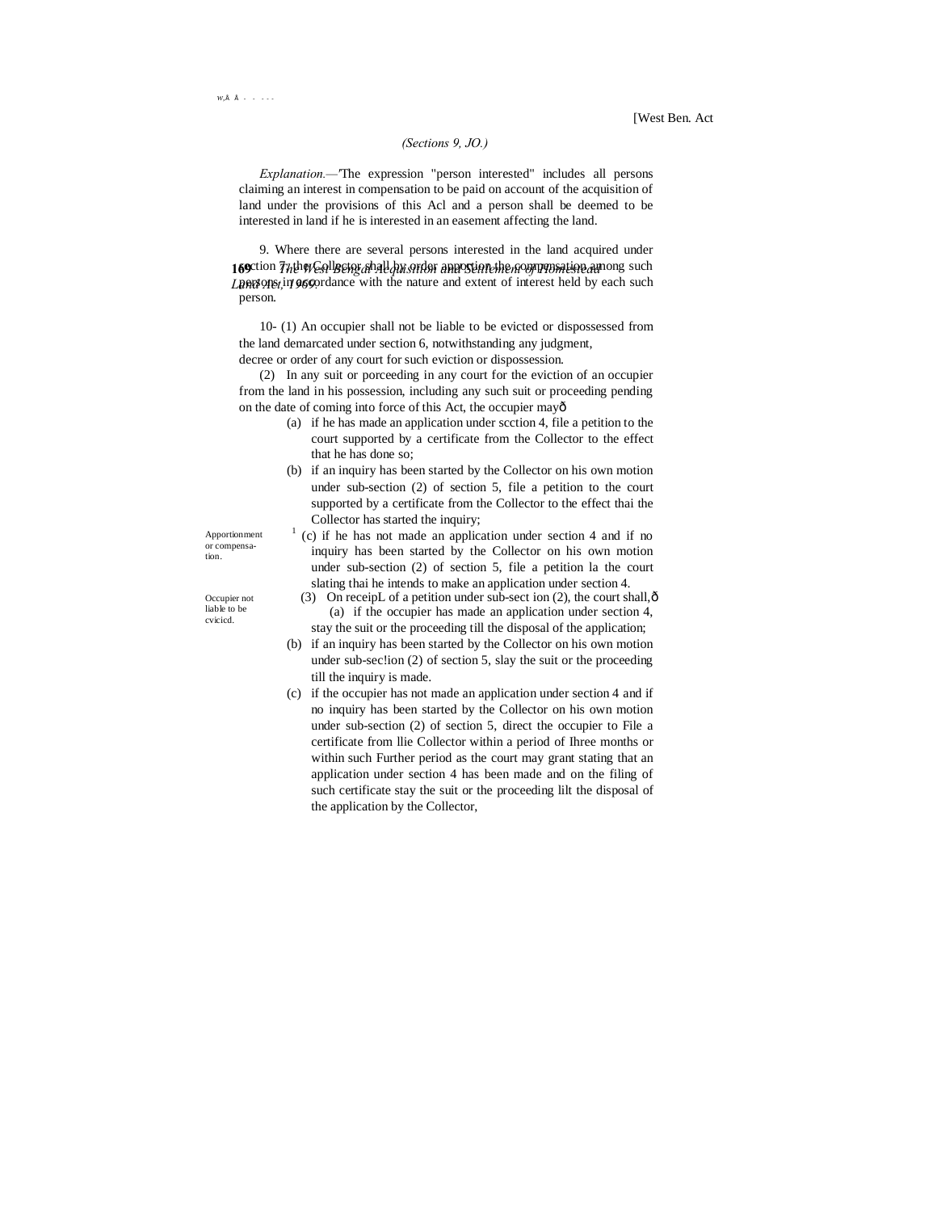(Sections 9, 10.)

*Explanation.—*The expression "person interested" includes all persons claiming an interest in compensation to be paid on account of the acquisition of land under the provisions of this Acl and a person shall be deemed to be interested in land if he is interested in an easement affecting the land.

Apportionment or compensa-tion.

9. Where there are several persons interested in the land acquired under section 7, the Collector shall by order apportion the compensation among such persons in accordance with the nature and extent of interest held by each such person.

Occupier not liable to be cvicicd.

10- (1) An occupier shall not be liable to be evicted or dispossessed from the land demarcated under section 6, notwithstanding any judgment, decree or order of any court for such eviction or dispossession.

(2) In any suit or porceeding in any court for the eviction of an occupier from the land in his possession, including any such suit or proceeding pending on the date of coming into force of this Act, the occupier may—

(a) if he has made an application under scction 4, file a petition to the court supported by a certificate from the Collector to the effect that he has done so;

(b) if an inquiry has been started by the Collector on his own motion under sub-section (2) of section 5, file a petition to the court supported by a certificate from the Collector to the effect thai the Collector has started the inquiry;

[1](c) if he has not made an application under section 4 and if no inquiry has been started by the Collector on his own motion under sub-section (2) of section 5, file a petition la the court slating thai he intends to make an application under section 4.

(3) On receipL of a petition under sub-sect ion (2), the court shall,—

(a) if the occupier has made an application under section 4, stay the suit or the proceeding till the disposal of the application;

(b) if an inquiry has been started by the Collector on his own motion under sub-sec!ion (2) of section 5, slay the suit or the proceeding till the inquiry is made.

(c) if the occupier has not made an application under section 4 and if no inquiry has been started by the Collector on his own motion under sub-section (2) of section 5, direct the occupier to File a certificate from llie Collector within a period of Ihree months or within such Further period as the court may grant stating that an application under section 4 has been made and on the filing of such certificate stay the suit or the proceeding lilt the disposal of the application by the Collector,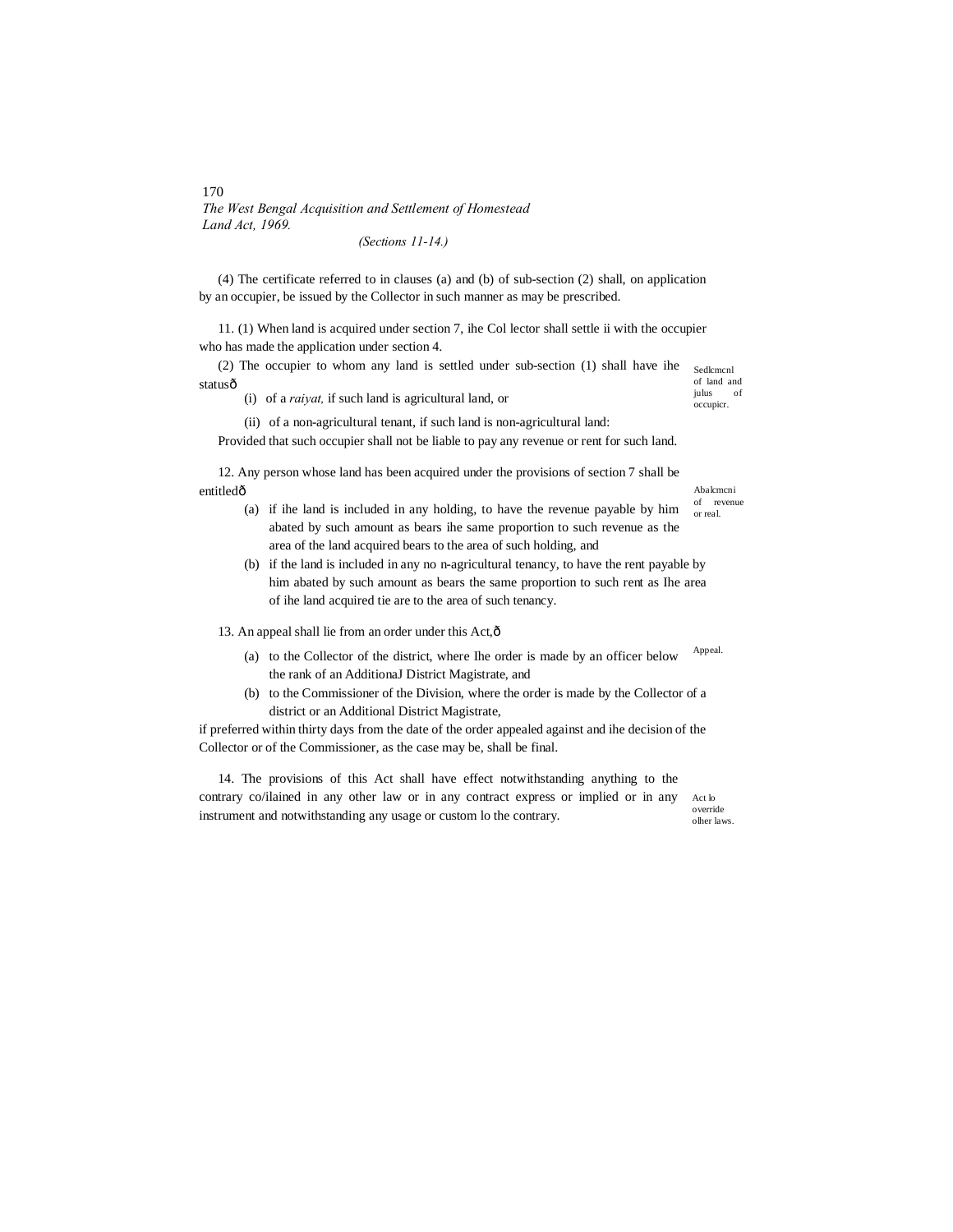(4) The certificate referred to in clauses (a) and (b) of sub-section (2) shall, on application by an occupier, be issued by the Collector in such manner as may be prescribed.

Sedlcmcnl of land and julus of occupicr.

11. (1) When land is acquired under section 7, ihe Col lector shall settle ii with the occupier who has made the application under section 4.

(2) The occupier to whom any land is settled under sub-section (1) shall have ihe statusô

(i) of a *raiyat,* if such land is agricultural land, or

(ii) of a non-agricultural tenant, if such land is non-agricultural land:

Provided that such occupier shall not be liable to pay any revenue or rent for such land.

Abalcmcni of revenue or real.

12. Any person whose land has been acquired under the provisions of section 7 shall be entitledô

(a) if ihe land is included in any holding, to have the revenue payable by him abated by such amount as bears ihe same proportion to such revenue as the area of the land acquired bears to the area of such holding, and

(b) if the land is included in any no n-agricultural tenancy, to have the rent payable by him abated by such amount as bears the same proportion to such rent as Ihe area of ihe land acquired tie are to the area of such tenancy.

Appeal.

13. An appeal shall lie from an order under this Act,ô

(a) to the Collector of the district, where Ihe order is made by an officer below the rank of an AdditionaJ District Magistrate, and

(b) to the Commissioner of the Division, where the order is made by the Collector of a district or an Additional District Magistrate,

if preferred within thirty days from the date of the order appealed against and ihe decision of the Collector or of the Commissioner, as the case may be, shall be final.

Act lo override olher laws.

14. The provisions of this Act shall have effect notwithstanding anything to the contrary co/ilained in any other law or in any contract express or implied or in any instrument and notwithstanding any usage or custom lo the contrary.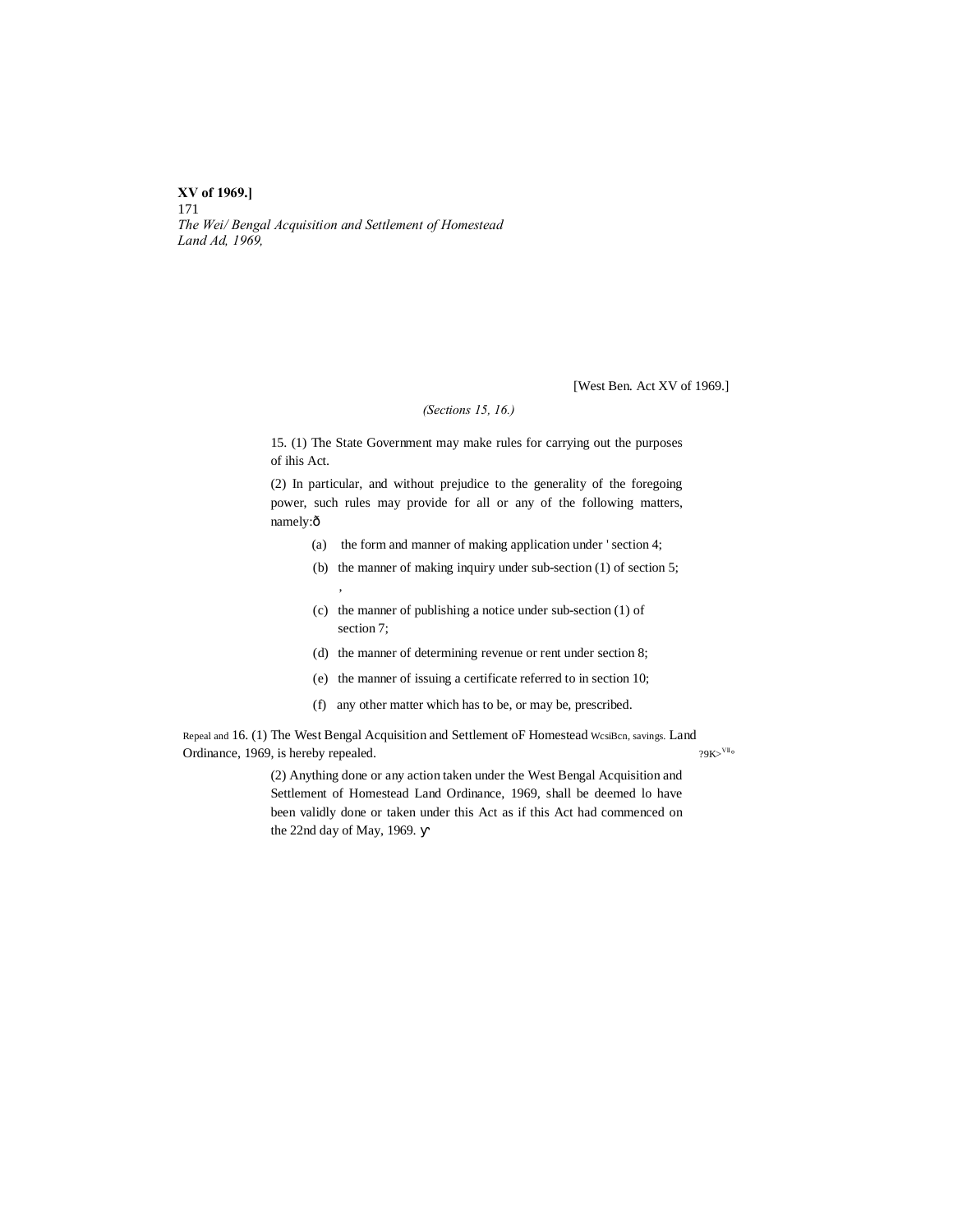[West Ben. Act XV of 1969.]

*(Sections 15, 16.)*

15. (1) The State Government may make rules for carrying out the purposes of ihis Act.

(2) In particular, and without prejudice to the generality of the foregoing power, such rules may provide for all or any of the following matters, namely:—

(a) the form and manner of making application under ' section 4;

(b) the manner of making inquiry under sub-section (1) of section 5;

(c) the manner of publishing a notice under sub-section (1) of section 7;

(d) the manner of determining revenue or rent under section 8;

(e) the manner of issuing a certificate referred to in section 10;

(f) any other matter which has to be, or may be, prescribed.

Repeal and savings.

16. (1) The West Bengal Acquisition and Settlement oF Homestead Land Ordinance, 1969, is hereby repealed.

(2) Anything done or any action taken under the West Bengal Acquisition and Settlement of Homestead Land Ordinance, 1969, shall be deemed lo have been validly done or taken under this Act as if this Act had commenced on the 22nd day of May, 1969.